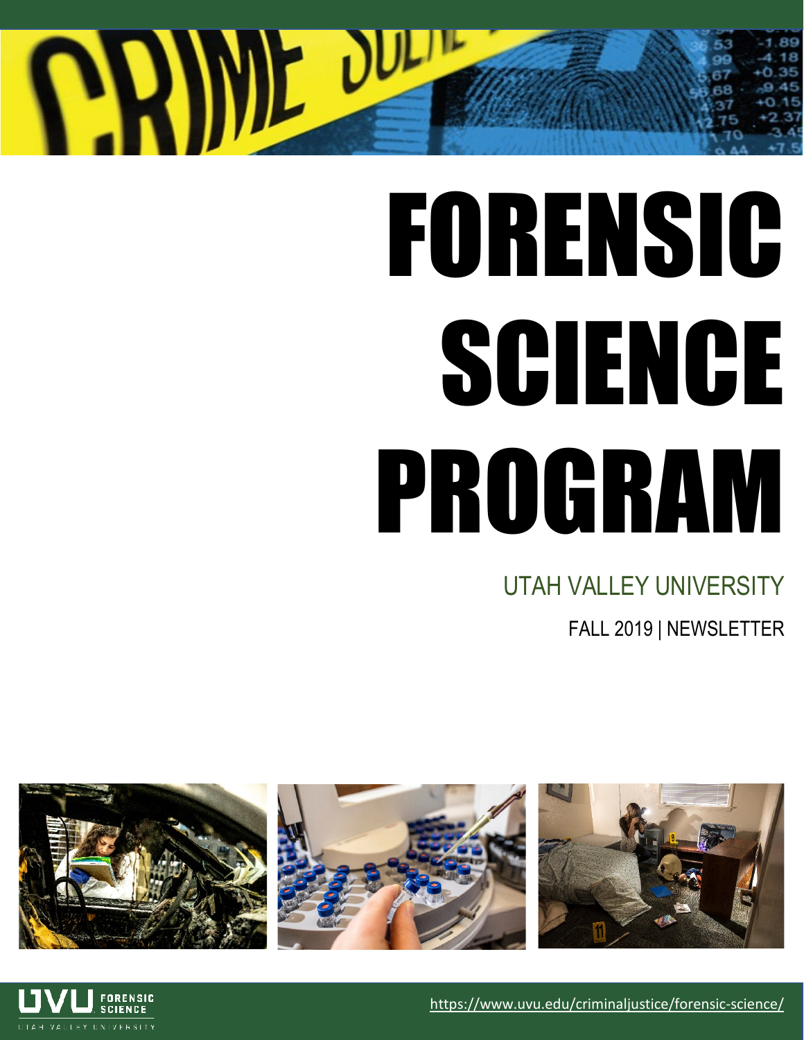# FORENSIC SCIENCE PROGRAM

UTAH VALLEY UNIVERSITY

FALL 2019 | NEWSLETTER

https://www.uvu.edu/criminaljustice/forensic-science/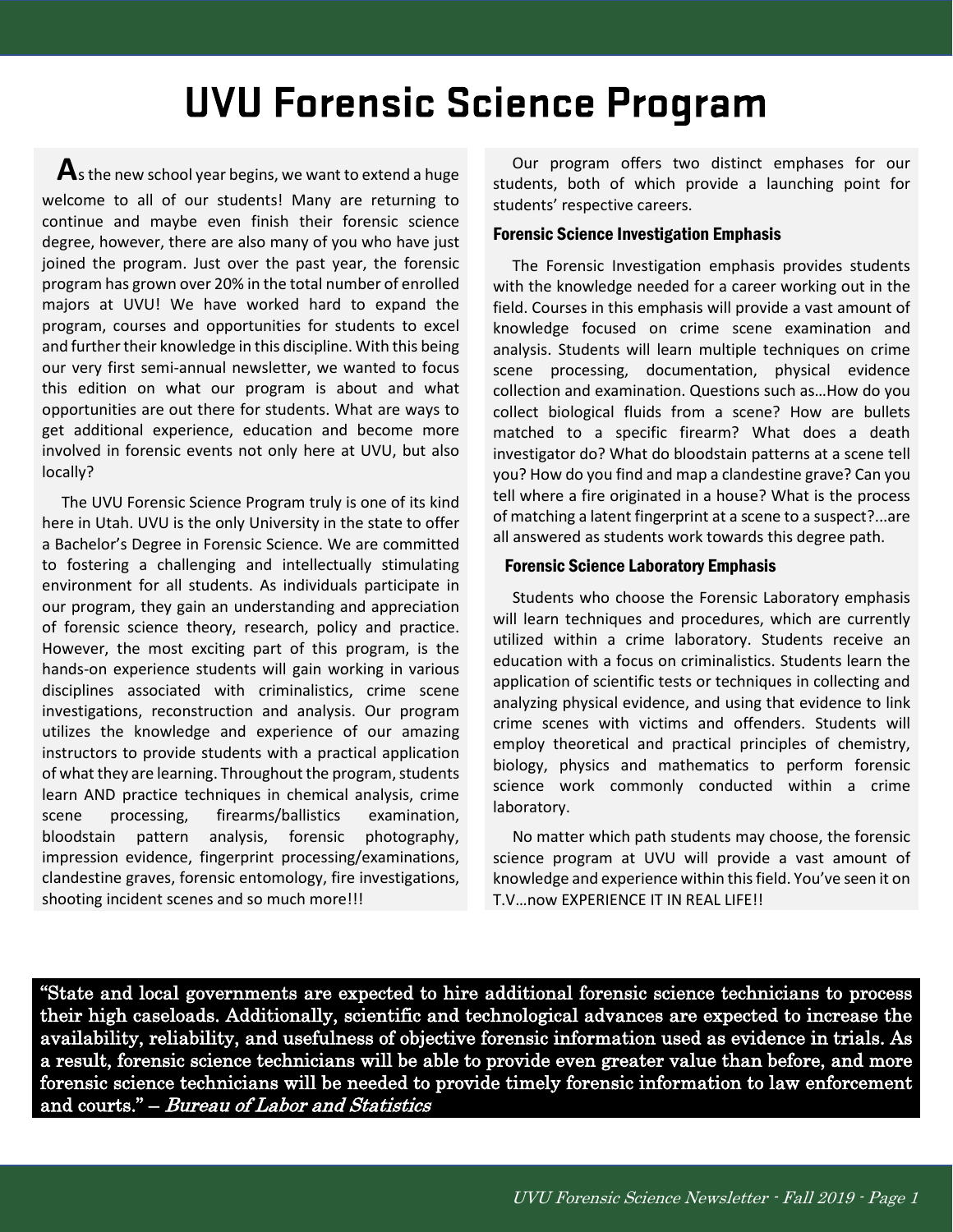# UVU Forensic Science Program

As the new school year begins, we want to extend a huge welcome to all of our students! Many are returning to continue and maybe even finish their forensic science degree, however, there are also many of you who have just joined the program. Just over the past year, the forensic program has grown over 20% in the total number of enrolled majors at UVU! We have worked hard to expand the program, courses and opportunities for students to excel and further their knowledge in this discipline. With this being our very first semi-annual newsletter, we wanted to focus this edition on what our program is about and what opportunities are out there for students. What are ways to get additional experience, education and become more involved in forensic events not only here at UVU, but also locally?

The UVU Forensic Science Program truly is one of its kind here in Utah. UVU is the only University in the state to offer a Bachelor's Degree in Forensic Science. We are committed to fostering a challenging and intellectually stimulating environment for all students. As individuals participate in our program, they gain an understanding and appreciation of forensic science theory, research, policy and practice. However, the most exciting part of this program, is the hands-on experience students will gain working in various disciplines associated with criminalistics, crime scene investigations, reconstruction and analysis. Our program utilizes the knowledge and experience of our amazing instructors to provide students with a practical application of what they are learning. Throughout the program, students learn AND practice techniques in chemical analysis, crime scene processing, firearms/ballistics examination, bloodstain pattern analysis, forensic photography, impression evidence, fingerprint processing/examinations, clandestine graves, forensic entomology, fire investigations, shooting incident scenes and so much more!!!

Our program offers two distinct emphases for our students, both of which provide a launching point for students' respective careers.

### Forensic Science Investigation Emphasis

The Forensic Investigation emphasis provides students with the knowledge needed for a career working out in the field. Courses in this emphasis will provide a vast amount of knowledge focused on crime scene examination and analysis. Students will learn multiple techniques on crime scene processing, documentation, physical evidence collection and examination. Questions such as…How do you collect biological fluids from a scene? How are bullets matched to a specific firearm? What does a death investigator do? What do bloodstain patterns at a scene tell you? How do you find and map a clandestine grave? Can you tell where a fire originated in a house? What is the process of matching a latent fingerprint at a scene to a suspect?...are all answered as students work towards this degree path.

### Forensic Science Laboratory Emphasis

Students who choose the Forensic Laboratory emphasis will learn techniques and procedures, which are currently utilized within a crime laboratory. Students receive an education with a focus on criminalistics. Students learn the application of scientific tests or techniques in collecting and analyzing physical evidence, and using that evidence to link crime scenes with victims and offenders. Students will employ theoretical and practical principles of chemistry, biology, physics and mathematics to perform forensic science work commonly conducted within a crime laboratory.

No matter which path students may choose, the forensic science program at UVU will provide a vast amount of knowledge and experience within this field. You've seen it on T.V…now EXPERIENCE IT IN REAL LIFE!!

**"State and local governments are expected to hire additional forensic science technicians to process their high caseloads. Additionally, scientific and technological advances are expected to increase the availability, reliability, and usefulness of objective forensic information used as evidence in trials. As a result, forensic science technicians will be able to provide even greater value than before, and more forensic science technicians will be needed to provide timely forensic information to law enforcement and courts." – *Bureau of Labor and Statistics***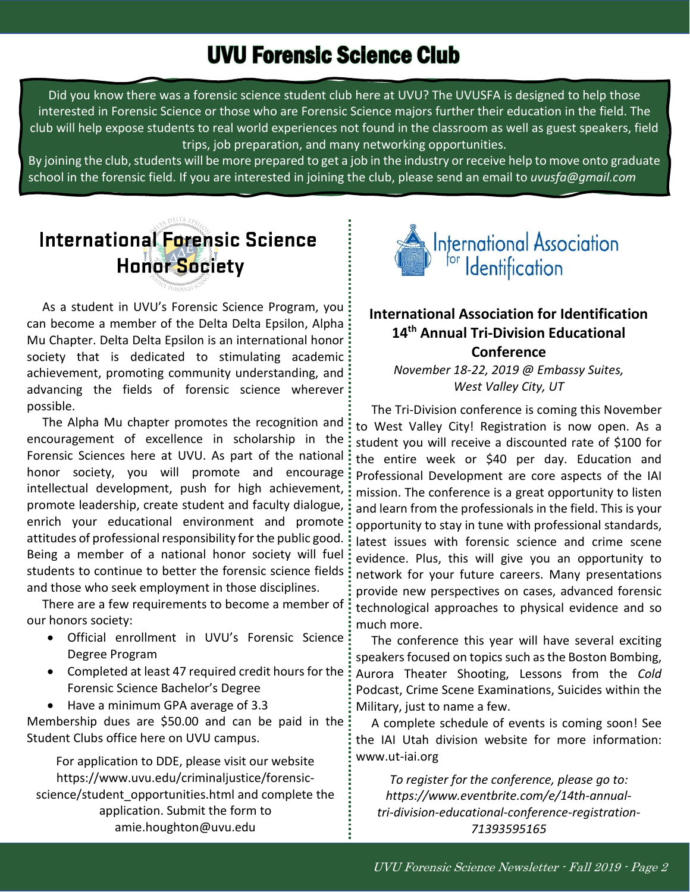# UVU Forensic Science Club

Did you know there was a forensic science student club here at UVU? The UVUSFA is designed to help those interested in Forensic Science or those who are Forensic Science majors further their education in the field. The club will help expose students to real world experiences not found in the classroom as well as guest speakers, field trips, job preparation, and many networking opportunities.

By joining the club, students will be more prepared to get a job in the industry or receive help to move onto graduate school in the forensic field. If you are interested in joining the club, please send an email to *uvusfa@gmail.com*

## International Forensic Science Honor Society

As a student in UVU's Forensic Science Program, you can become a member of the Delta Delta Epsilon, Alpha Mu Chapter. Delta Delta Epsilon is an international honor society that is dedicated to stimulating academic achievement, promoting community understanding, and advancing the fields of forensic science wherever possible.

The Alpha Mu chapter promotes the recognition and encouragement of excellence in scholarship in the Forensic Sciences here at UVU. As part of the national honor society, you will promote and encourage intellectual development, push for high achievement, promote leadership, create student and faculty dialogue, enrich your educational environment and promote attitudes of professional responsibility for the public good. Being a member of a national honor society will fuel students to continue to better the forensic science fields and those who seek employment in those disciplines.

There are a few requirements to become a member of our honors society:

- Official enrollment in UVU's Forensic Science Degree Program
- Completed at least 47 required credit hours for the Forensic Science Bachelor's Degree
- Have a minimum GPA average of 3.3

Membership dues are $50.00 and can be paid in the Student Clubs office here on UVU campus.

For application to DDE, please visit our website https://www.uvu.edu/criminaljustice/forensic-science/student_opportunities.html and complete the application. Submit the form to amie.houghton@uvu.edu

## International Association for Identification 14th Annual Tri-Division Educational Conference

*November 18-22, 2019 @ Embassy Suites, West Valley City, UT*

The Tri-Division conference is coming this November to West Valley City! Registration is now open. As a student you will receive a discounted rate of $100 for the entire week or $40 per day. Education and Professional Development are core aspects of the IAI mission. The conference is a great opportunity to listen and learn from the professionals in the field. This is your opportunity to stay in tune with professional standards, latest issues with forensic science and crime scene evidence. Plus, this will give you an opportunity to network for your future careers. Many presentations provide new perspectives on cases, advanced forensic technological approaches to physical evidence and so much more.

The conference this year will have several exciting speakers focused on topics such as the Boston Bombing, Aurora Theater Shooting, Lessons from the *Cold* Podcast, Crime Scene Examinations, Suicides within the Military, just to name a few.

A complete schedule of events is coming soon! See the IAI Utah division website for more information: www.ut-iai.org

*To register for the conference, please go to: https://www.eventbrite.com/e/14th-annual-tri-division-educational-conference-registration-71393595165*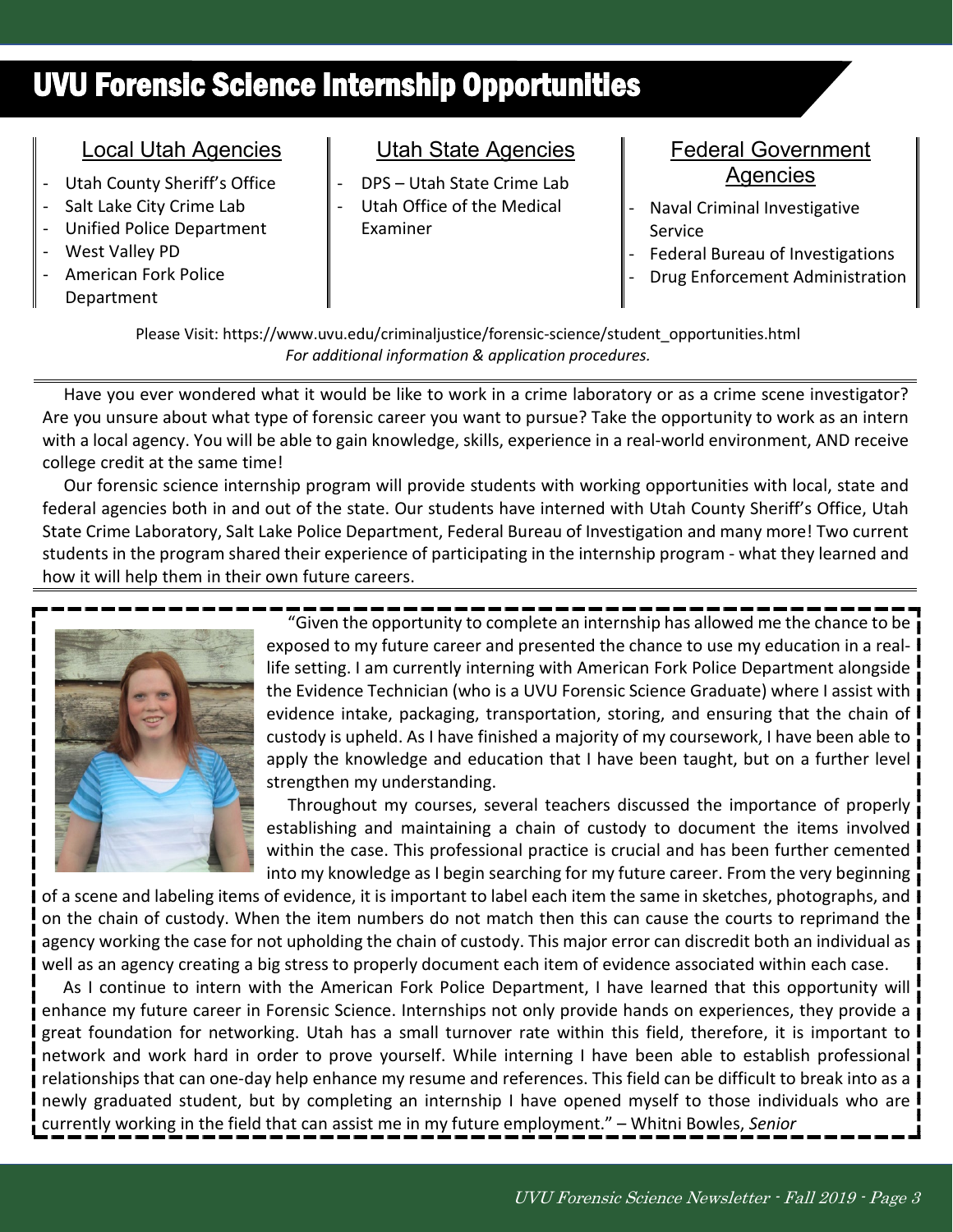# UVU Forensic Science Internship Opportunities

## Local Utah Agencies

- Utah County Sheriff's Office
- Salt Lake City Crime Lab
- Unified Police Department
- West Valley PD
- American Fork Police Department

## Utah State Agencies

- DPS – Utah State Crime Lab
- Utah Office of the Medical Examiner

## Federal Government Agencies

- Naval Criminal Investigative Service
- Federal Bureau of Investigations
- Drug Enforcement Administration

Please Visit: https://www.uvu.edu/criminaljustice/forensic-science/student_opportunities.html
*For additional information & application procedures.*

Have you ever wondered what it would be like to work in a crime laboratory or as a crime scene investigator? Are you unsure about what type of forensic career you want to pursue? Take the opportunity to work as an intern with a local agency. You will be able to gain knowledge, skills, experience in a real-world environment, AND receive college credit at the same time!

Our forensic science internship program will provide students with working opportunities with local, state and federal agencies both in and out of the state. Our students have interned with Utah County Sheriff's Office, Utah State Crime Laboratory, Salt Lake Police Department, Federal Bureau of Investigation and many more! Two current students in the program shared their experience of participating in the internship program - what they learned and how it will help them in their own future careers.

"Given the opportunity to complete an internship has allowed me the chance to be exposed to my future career and presented the chance to use my education in a real-life setting. I am currently interning with American Fork Police Department alongside the Evidence Technician (who is a UVU Forensic Science Graduate) where I assist with evidence intake, packaging, transportation, storing, and ensuring that the chain of custody is upheld. As I have finished a majority of my coursework, I have been able to apply the knowledge and education that I have been taught, but on a further level strengthen my understanding.

Throughout my courses, several teachers discussed the importance of properly establishing and maintaining a chain of custody to document the items involved within the case. This professional practice is crucial and has been further cemented into my knowledge as I begin searching for my future career. From the very beginning of a scene and labeling items of evidence, it is important to label each item the same in sketches, photographs, and on the chain of custody. When the item numbers do not match then this can cause the courts to reprimand the agency working the case for not upholding the chain of custody. This major error can discredit both an individual as well as an agency creating a big stress to properly document each item of evidence associated within each case.

As I continue to intern with the American Fork Police Department, I have learned that this opportunity will enhance my future career in Forensic Science. Internships not only provide hands on experiences, they provide a great foundation for networking. Utah has a small turnover rate within this field, therefore, it is important to network and work hard in order to prove yourself. While interning I have been able to establish professional relationships that can one-day help enhance my resume and references. This field can be difficult to break into as a newly graduated student, but by completing an internship I have opened myself to those individuals who are currently working in the field that can assist me in my future employment." – Whitni Bowles, *Senior*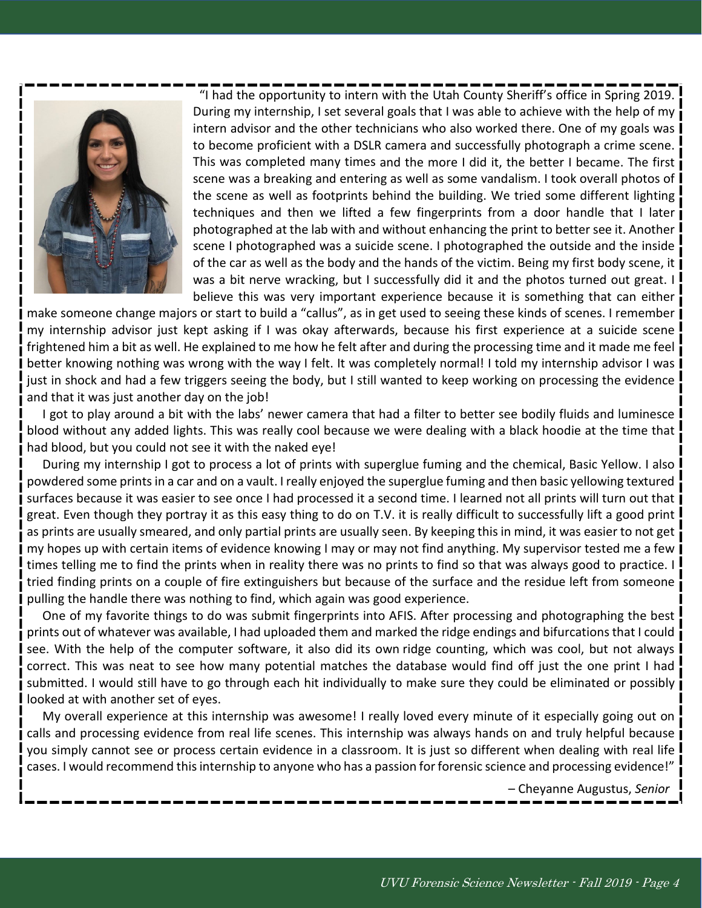"I had the opportunity to intern with the Utah County Sheriff's office in Spring 2019. During my internship, I set several goals that I was able to achieve with the help of my intern advisor and the other technicians who also worked there. One of my goals was to become proficient with a DSLR camera and successfully photograph a crime scene. This was completed many times and the more I did it, the better I became. The first scene was a breaking and entering as well as some vandalism. I took overall photos of the scene as well as footprints behind the building. We tried some different lighting techniques and then we lifted a few fingerprints from a door handle that I later photographed at the lab with and without enhancing the print to better see it. Another scene I photographed was a suicide scene. I photographed the outside and the inside of the car as well as the body and the hands of the victim. Being my first body scene, it was a bit nerve wracking, but I successfully did it and the photos turned out great. I believe this was very important experience because it is something that can either make someone change majors or start to build a "callus", as in get used to seeing these kinds of scenes. I remember my internship advisor just kept asking if I was okay afterwards, because his first experience at a suicide scene frightened him a bit as well. He explained to me how he felt after and during the processing time and it made me feel better knowing nothing was wrong with the way I felt. It was completely normal! I told my internship advisor I was just in shock and had a few triggers seeing the body, but I still wanted to keep working on processing the evidence and that it was just another day on the job!

I got to play around a bit with the labs' newer camera that had a filter to better see bodily fluids and luminesce blood without any added lights. This was really cool because we were dealing with a black hoodie at the time that had blood, but you could not see it with the naked eye!

During my internship I got to process a lot of prints with superglue fuming and the chemical, Basic Yellow. I also powdered some prints in a car and on a vault. I really enjoyed the superglue fuming and then basic yellowing textured surfaces because it was easier to see once I had processed it a second time. I learned not all prints will turn out that great. Even though they portray it as this easy thing to do on T.V. it is really difficult to successfully lift a good print as prints are usually smeared, and only partial prints are usually seen. By keeping this in mind, it was easier to not get my hopes up with certain items of evidence knowing I may or may not find anything. My supervisor tested me a few times telling me to find the prints when in reality there was no prints to find so that was always good to practice. I tried finding prints on a couple of fire extinguishers but because of the surface and the residue left from someone pulling the handle there was nothing to find, which again was good experience.

One of my favorite things to do was submit fingerprints into AFIS. After processing and photographing the best prints out of whatever was available, I had uploaded them and marked the ridge endings and bifurcations that I could see. With the help of the computer software, it also did its own ridge counting, which was cool, but not always correct. This was neat to see how many potential matches the database would find off just the one print I had submitted. I would still have to go through each hit individually to make sure they could be eliminated or possibly looked at with another set of eyes.

My overall experience at this internship was awesome! I really loved every minute of it especially going out on calls and processing evidence from real life scenes. This internship was always hands on and truly helpful because you simply cannot see or process certain evidence in a classroom. It is just so different when dealing with real life cases. I would recommend this internship to anyone who has a passion for forensic science and processing evidence!"

– Cheyanne Augustus, *Senior*